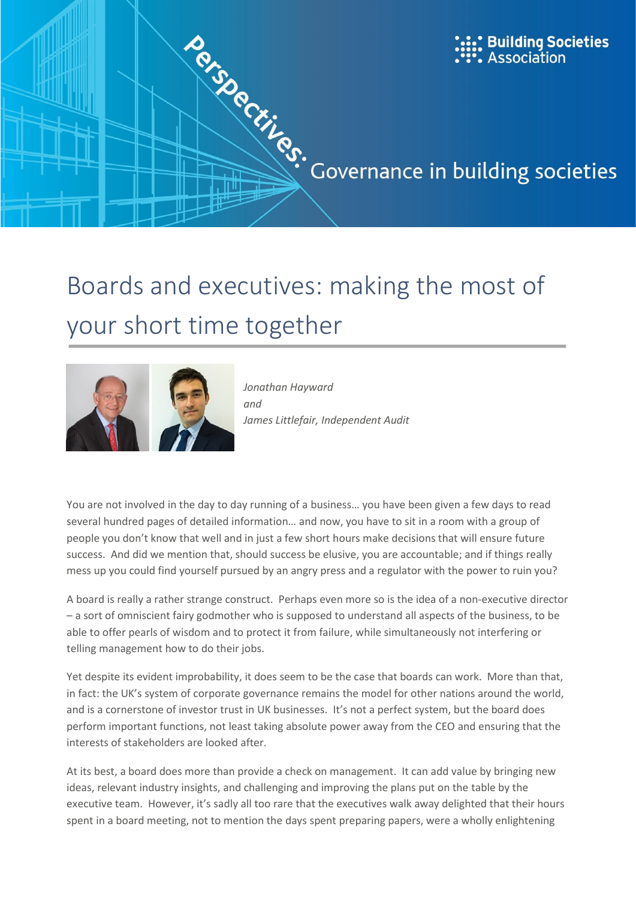Building Societies Association

Perspectives: Governance in building societies

# Boards and executives: making the most of your short time together

*Jonathan Hayward*
*and*
*James Littlefair, Independent Audit*

You are not involved in the day to day running of a business… you have been given a few days to read several hundred pages of detailed information… and now, you have to sit in a room with a group of people you don't know that well and in just a few short hours make decisions that will ensure future success. And did we mention that, should success be elusive, you are accountable; and if things really mess up you could find yourself pursued by an angry press and a regulator with the power to ruin you?

A board is really a rather strange construct. Perhaps even more so is the idea of a non-executive director – a sort of omniscient fairy godmother who is supposed to understand all aspects of the business, to be able to offer pearls of wisdom and to protect it from failure, while simultaneously not interfering or telling management how to do their jobs.

Yet despite its evident improbability, it does seem to be the case that boards can work. More than that, in fact: the UK's system of corporate governance remains the model for other nations around the world, and is a cornerstone of investor trust in UK businesses. It's not a perfect system, but the board does perform important functions, not least taking absolute power away from the CEO and ensuring that the interests of stakeholders are looked after.

At its best, a board does more than provide a check on management. It can add value by bringing new ideas, relevant industry insights, and challenging and improving the plans put on the table by the executive team. However, it's sadly all too rare that the executives walk away delighted that their hours spent in a board meeting, not to mention the days spent preparing papers, were a wholly enlightening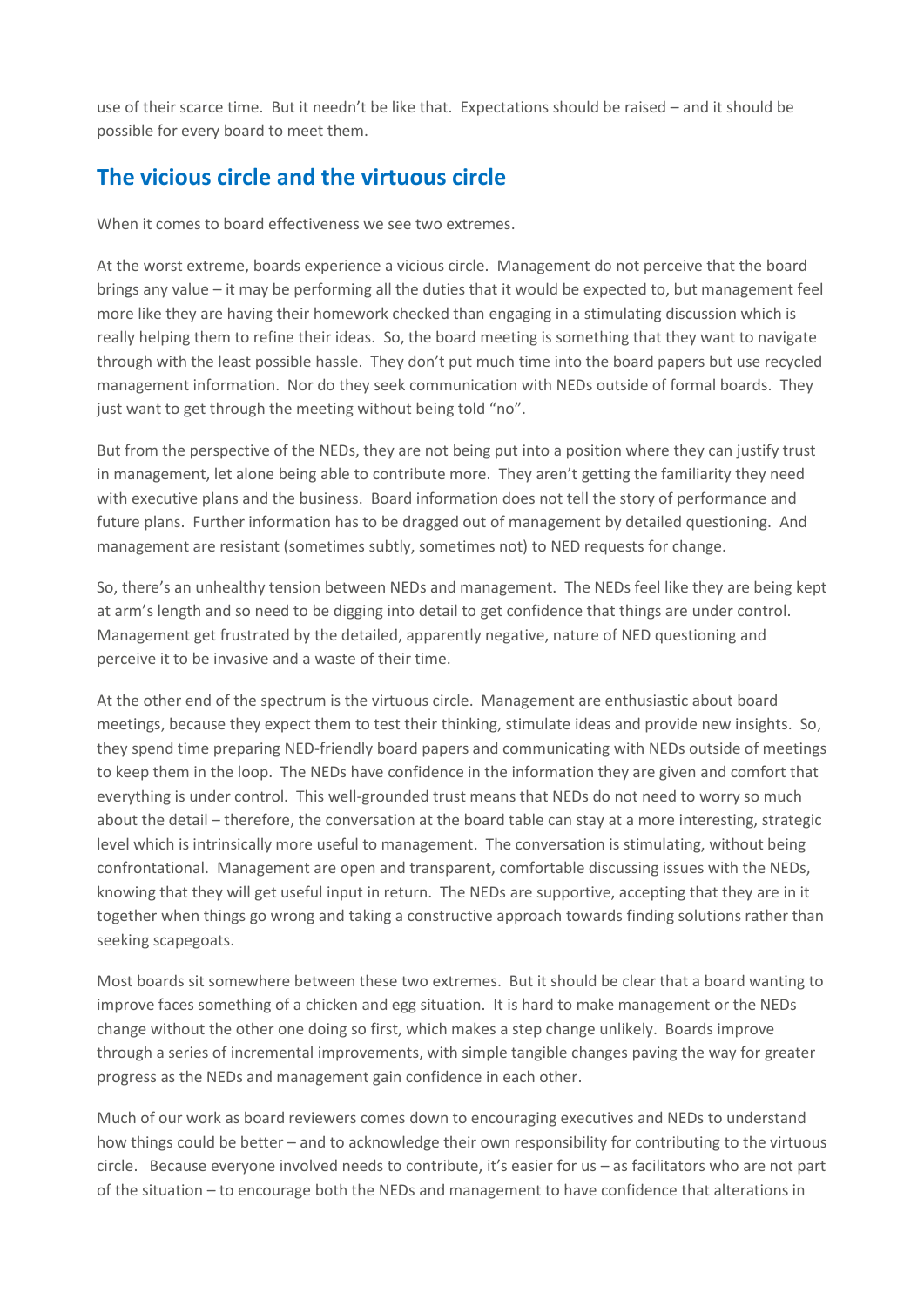use of their scarce time. But it needn't be like that. Expectations should be raised – and it should be possible for every board to meet them.

## The vicious circle and the virtuous circle

When it comes to board effectiveness we see two extremes.

At the worst extreme, boards experience a vicious circle. Management do not perceive that the board brings any value – it may be performing all the duties that it would be expected to, but management feel more like they are having their homework checked than engaging in a stimulating discussion which is really helping them to refine their ideas. So, the board meeting is something that they want to navigate through with the least possible hassle. They don't put much time into the board papers but use recycled management information. Nor do they seek communication with NEDs outside of formal boards. They just want to get through the meeting without being told "no".

But from the perspective of the NEDs, they are not being put into a position where they can justify trust in management, let alone being able to contribute more. They aren't getting the familiarity they need with executive plans and the business. Board information does not tell the story of performance and future plans. Further information has to be dragged out of management by detailed questioning. And management are resistant (sometimes subtly, sometimes not) to NED requests for change.

So, there's an unhealthy tension between NEDs and management. The NEDs feel like they are being kept at arm's length and so need to be digging into detail to get confidence that things are under control. Management get frustrated by the detailed, apparently negative, nature of NED questioning and perceive it to be invasive and a waste of their time.

At the other end of the spectrum is the virtuous circle. Management are enthusiastic about board meetings, because they expect them to test their thinking, stimulate ideas and provide new insights. So, they spend time preparing NED-friendly board papers and communicating with NEDs outside of meetings to keep them in the loop. The NEDs have confidence in the information they are given and comfort that everything is under control. This well-grounded trust means that NEDs do not need to worry so much about the detail – therefore, the conversation at the board table can stay at a more interesting, strategic level which is intrinsically more useful to management. The conversation is stimulating, without being confrontational. Management are open and transparent, comfortable discussing issues with the NEDs, knowing that they will get useful input in return. The NEDs are supportive, accepting that they are in it together when things go wrong and taking a constructive approach towards finding solutions rather than seeking scapegoats.

Most boards sit somewhere between these two extremes. But it should be clear that a board wanting to improve faces something of a chicken and egg situation. It is hard to make management or the NEDs change without the other one doing so first, which makes a step change unlikely. Boards improve through a series of incremental improvements, with simple tangible changes paving the way for greater progress as the NEDs and management gain confidence in each other.

Much of our work as board reviewers comes down to encouraging executives and NEDs to understand how things could be better – and to acknowledge their own responsibility for contributing to the virtuous circle. Because everyone involved needs to contribute, it's easier for us – as facilitators who are not part of the situation – to encourage both the NEDs and management to have confidence that alterations in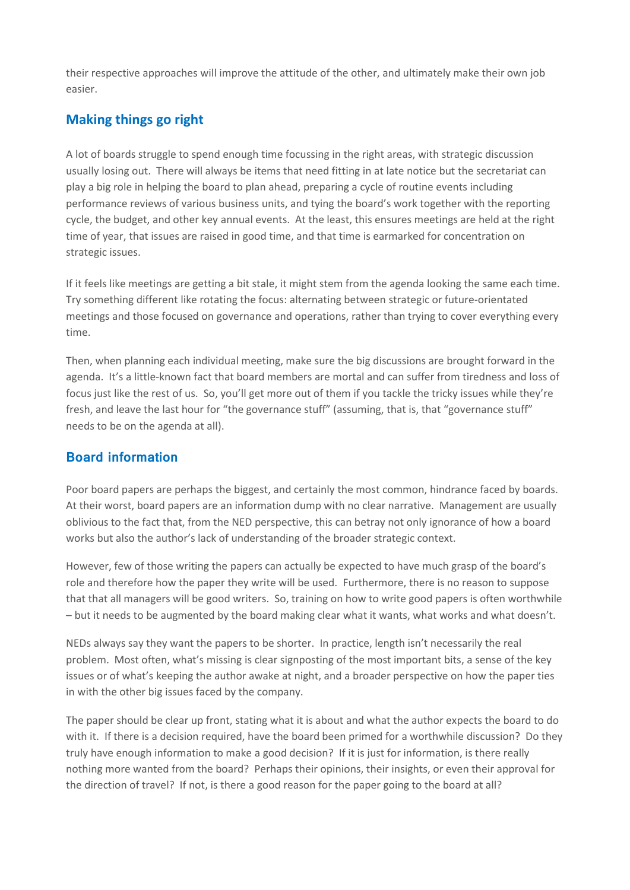their respective approaches will improve the attitude of the other, and ultimately make their own job easier.

## Making things go right

A lot of boards struggle to spend enough time focussing in the right areas, with strategic discussion usually losing out. There will always be items that need fitting in at late notice but the secretariat can play a big role in helping the board to plan ahead, preparing a cycle of routine events including performance reviews of various business units, and tying the board's work together with the reporting cycle, the budget, and other key annual events. At the least, this ensures meetings are held at the right time of year, that issues are raised in good time, and that time is earmarked for concentration on strategic issues.

If it feels like meetings are getting a bit stale, it might stem from the agenda looking the same each time. Try something different like rotating the focus: alternating between strategic or future-orientated meetings and those focused on governance and operations, rather than trying to cover everything every time.

Then, when planning each individual meeting, make sure the big discussions are brought forward in the agenda. It's a little-known fact that board members are mortal and can suffer from tiredness and loss of focus just like the rest of us. So, you'll get more out of them if you tackle the tricky issues while they're fresh, and leave the last hour for "the governance stuff" (assuming, that is, that "governance stuff" needs to be on the agenda at all).

## Board information

Poor board papers are perhaps the biggest, and certainly the most common, hindrance faced by boards. At their worst, board papers are an information dump with no clear narrative. Management are usually oblivious to the fact that, from the NED perspective, this can betray not only ignorance of how a board works but also the author's lack of understanding of the broader strategic context.

However, few of those writing the papers can actually be expected to have much grasp of the board's role and therefore how the paper they write will be used. Furthermore, there is no reason to suppose that that all managers will be good writers. So, training on how to write good papers is often worthwhile – but it needs to be augmented by the board making clear what it wants, what works and what doesn't.

NEDs always say they want the papers to be shorter. In practice, length isn't necessarily the real problem. Most often, what's missing is clear signposting of the most important bits, a sense of the key issues or of what's keeping the author awake at night, and a broader perspective on how the paper ties in with the other big issues faced by the company.

The paper should be clear up front, stating what it is about and what the author expects the board to do with it. If there is a decision required, have the board been primed for a worthwhile discussion? Do they truly have enough information to make a good decision? If it is just for information, is there really nothing more wanted from the board? Perhaps their opinions, their insights, or even their approval for the direction of travel? If not, is there a good reason for the paper going to the board at all?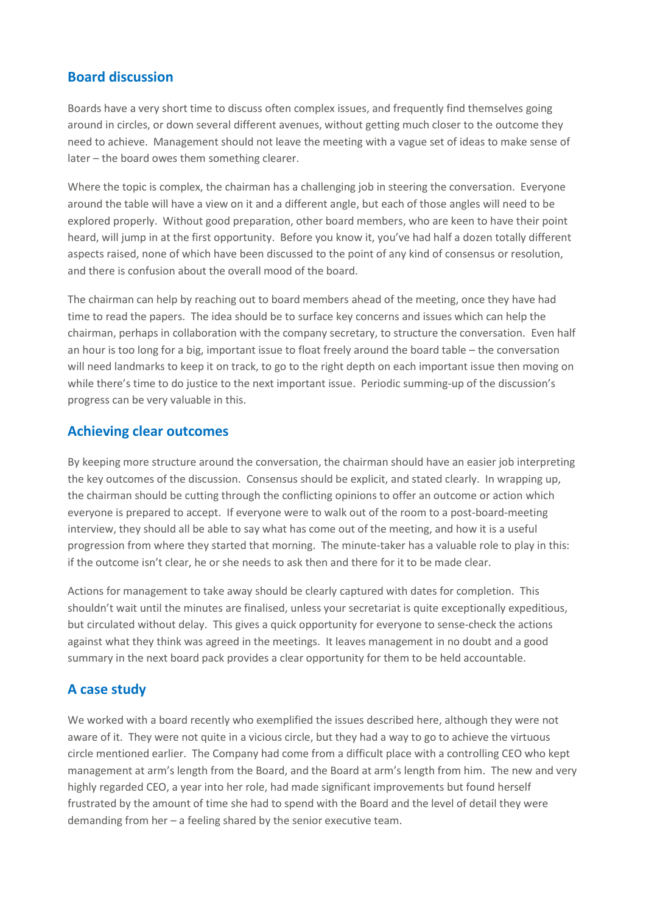## Board discussion

Boards have a very short time to discuss often complex issues, and frequently find themselves going around in circles, or down several different avenues, without getting much closer to the outcome they need to achieve.  Management should not leave the meeting with a vague set of ideas to make sense of later – the board owes them something clearer.

Where the topic is complex, the chairman has a challenging job in steering the conversation.  Everyone around the table will have a view on it and a different angle, but each of those angles will need to be explored properly.  Without good preparation, other board members, who are keen to have their point heard, will jump in at the first opportunity.  Before you know it, you've had half a dozen totally different aspects raised, none of which have been discussed to the point of any kind of consensus or resolution, and there is confusion about the overall mood of the board.

The chairman can help by reaching out to board members ahead of the meeting, once they have had time to read the papers.  The idea should be to surface key concerns and issues which can help the chairman, perhaps in collaboration with the company secretary, to structure the conversation.  Even half an hour is too long for a big, important issue to float freely around the board table – the conversation will need landmarks to keep it on track, to go to the right depth on each important issue then moving on while there's time to do justice to the next important issue.  Periodic summing-up of the discussion's progress can be very valuable in this.

## Achieving clear outcomes

By keeping more structure around the conversation, the chairman should have an easier job interpreting the key outcomes of the discussion.  Consensus should be explicit, and stated clearly.  In wrapping up, the chairman should be cutting through the conflicting opinions to offer an outcome or action which everyone is prepared to accept.  If everyone were to walk out of the room to a post-board-meeting interview, they should all be able to say what has come out of the meeting, and how it is a useful progression from where they started that morning.  The minute-taker has a valuable role to play in this: if the outcome isn't clear, he or she needs to ask then and there for it to be made clear.

Actions for management to take away should be clearly captured with dates for completion.  This shouldn't wait until the minutes are finalised, unless your secretariat is quite exceptionally expeditious, but circulated without delay.  This gives a quick opportunity for everyone to sense-check the actions against what they think was agreed in the meetings.  It leaves management in no doubt and a good summary in the next board pack provides a clear opportunity for them to be held accountable.

## A case study

We worked with a board recently who exemplified the issues described here, although they were not aware of it.  They were not quite in a vicious circle, but they had a way to go to achieve the virtuous circle mentioned earlier.  The Company had come from a difficult place with a controlling CEO who kept management at arm's length from the Board, and the Board at arm's length from him.  The new and very highly regarded CEO, a year into her role, had made significant improvements but found herself frustrated by the amount of time she had to spend with the Board and the level of detail they were demanding from her – a feeling shared by the senior executive team.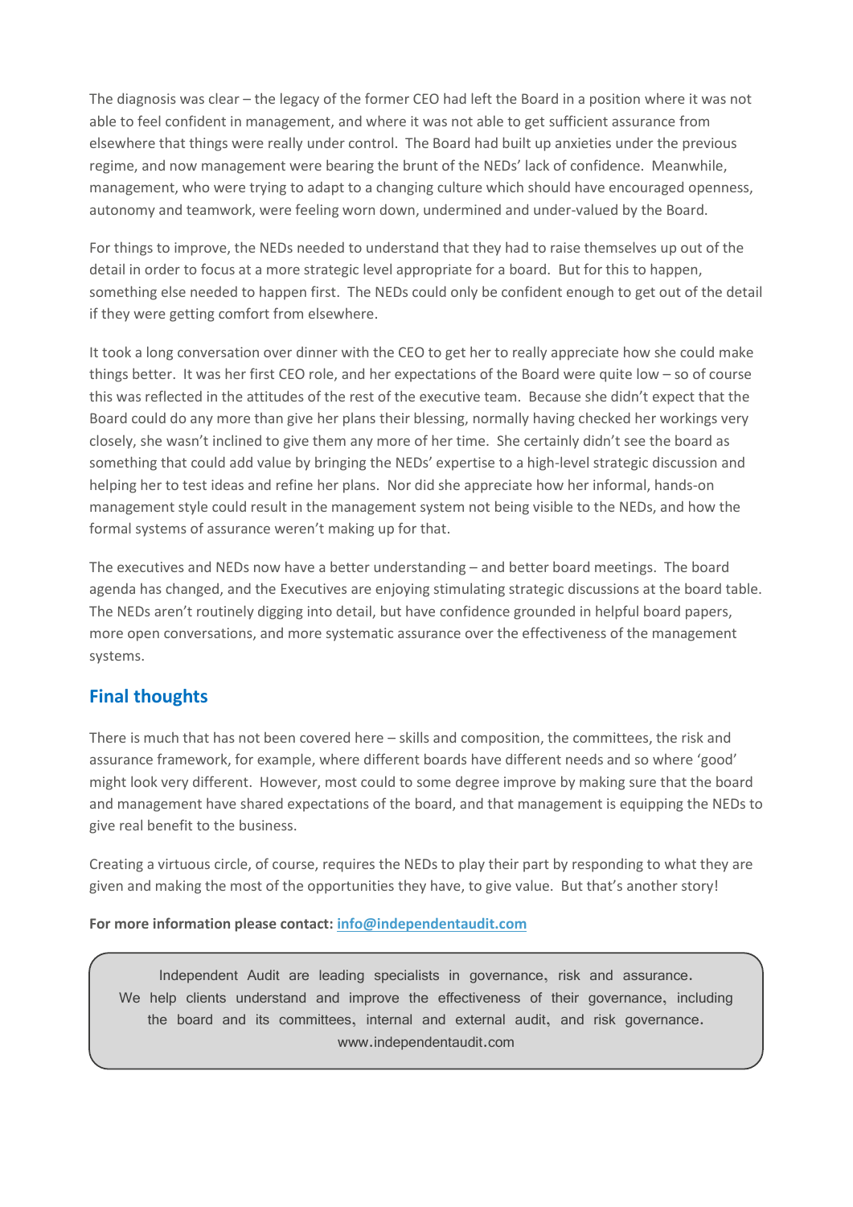The diagnosis was clear – the legacy of the former CEO had left the Board in a position where it was not able to feel confident in management, and where it was not able to get sufficient assurance from elsewhere that things were really under control. The Board had built up anxieties under the previous regime, and now management were bearing the brunt of the NEDs' lack of confidence. Meanwhile, management, who were trying to adapt to a changing culture which should have encouraged openness, autonomy and teamwork, were feeling worn down, undermined and under-valued by the Board.

For things to improve, the NEDs needed to understand that they had to raise themselves up out of the detail in order to focus at a more strategic level appropriate for a board. But for this to happen, something else needed to happen first. The NEDs could only be confident enough to get out of the detail if they were getting comfort from elsewhere.

It took a long conversation over dinner with the CEO to get her to really appreciate how she could make things better. It was her first CEO role, and her expectations of the Board were quite low – so of course this was reflected in the attitudes of the rest of the executive team. Because she didn't expect that the Board could do any more than give her plans their blessing, normally having checked her workings very closely, she wasn't inclined to give them any more of her time. She certainly didn't see the board as something that could add value by bringing the NEDs' expertise to a high-level strategic discussion and helping her to test ideas and refine her plans. Nor did she appreciate how her informal, hands-on management style could result in the management system not being visible to the NEDs, and how the formal systems of assurance weren't making up for that.

The executives and NEDs now have a better understanding – and better board meetings. The board agenda has changed, and the Executives are enjoying stimulating strategic discussions at the board table. The NEDs aren't routinely digging into detail, but have confidence grounded in helpful board papers, more open conversations, and more systematic assurance over the effectiveness of the management systems.

## Final thoughts

There is much that has not been covered here – skills and composition, the committees, the risk and assurance framework, for example, where different boards have different needs and so where 'good' might look very different. However, most could to some degree improve by making sure that the board and management have shared expectations of the board, and that management is equipping the NEDs to give real benefit to the business.

Creating a virtuous circle, of course, requires the NEDs to play their part by responding to what they are given and making the most of the opportunities they have, to give value. But that's another story!

**For more information please contact: info@independentaudit.com**

Independent Audit are leading specialists in governance, risk and assurance. We help clients understand and improve the effectiveness of their governance, including the board and its committees, internal and external audit, and risk governance. www.independentaudit.com